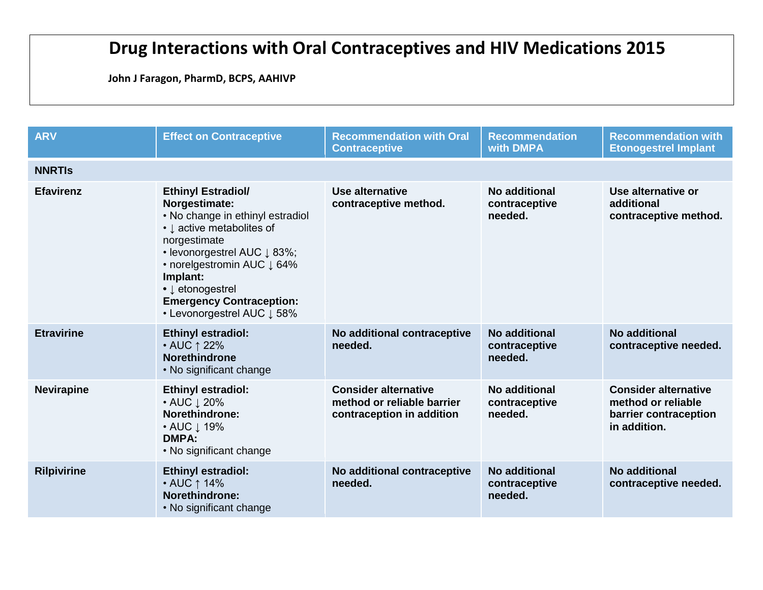# Drug Interactions with Oral Contraceptives and HIV Medications 2015

**John J Faragon, PharmD, BCPS, AAHIVP**

| ARV | Effect on Contraceptive | Recommendation with Oral Contraceptive | Recommendation with DMPA | Recommendation with Etonogestrel Implant |
|---|---|---|---|---|
| **NNRTIs** | | | | |
| **Efavirenz** | **Ethinyl Estradiol/ Norgestimate:**<br>• No change in ethinyl estradiol<br>• ↓ active metabolites of norgestimate<br>• levonorgestrel AUC ↓ 83%;<br>• norelgestromin AUC ↓ 64%<br>**Implant:**<br>• ↓ etonogestrel<br>**Emergency Contraception:**<br>• Levonorgestrel AUC ↓ 58% | **Use alternative contraceptive method.** | **No additional contraceptive needed.** | **Use alternative or additional contraceptive method.** |
| **Etravirine** | **Ethinyl estradiol:**<br>• AUC ↑ 22%<br>**Norethindrone**<br>• No significant change | **No additional contraceptive needed.** | **No additional contraceptive needed.** | **No additional contraceptive needed.** |
| **Nevirapine** | **Ethinyl estradiol:**<br>• AUC ↓ 20%<br>**Norethindrone:**<br>• AUC ↓ 19%<br>**DMPA:**<br>• No significant change | **Consider alternative method or reliable barrier contraception in addition** | **No additional contraceptive needed.** | **Consider alternative method or reliable barrier contraception in addition.** |
| **Rilpivirine** | **Ethinyl estradiol:**<br>• AUC ↑ 14%<br>**Norethindrone:**<br>• No significant change | **No additional contraceptive needed.** | **No additional contraceptive needed.** | **No additional contraceptive needed.** |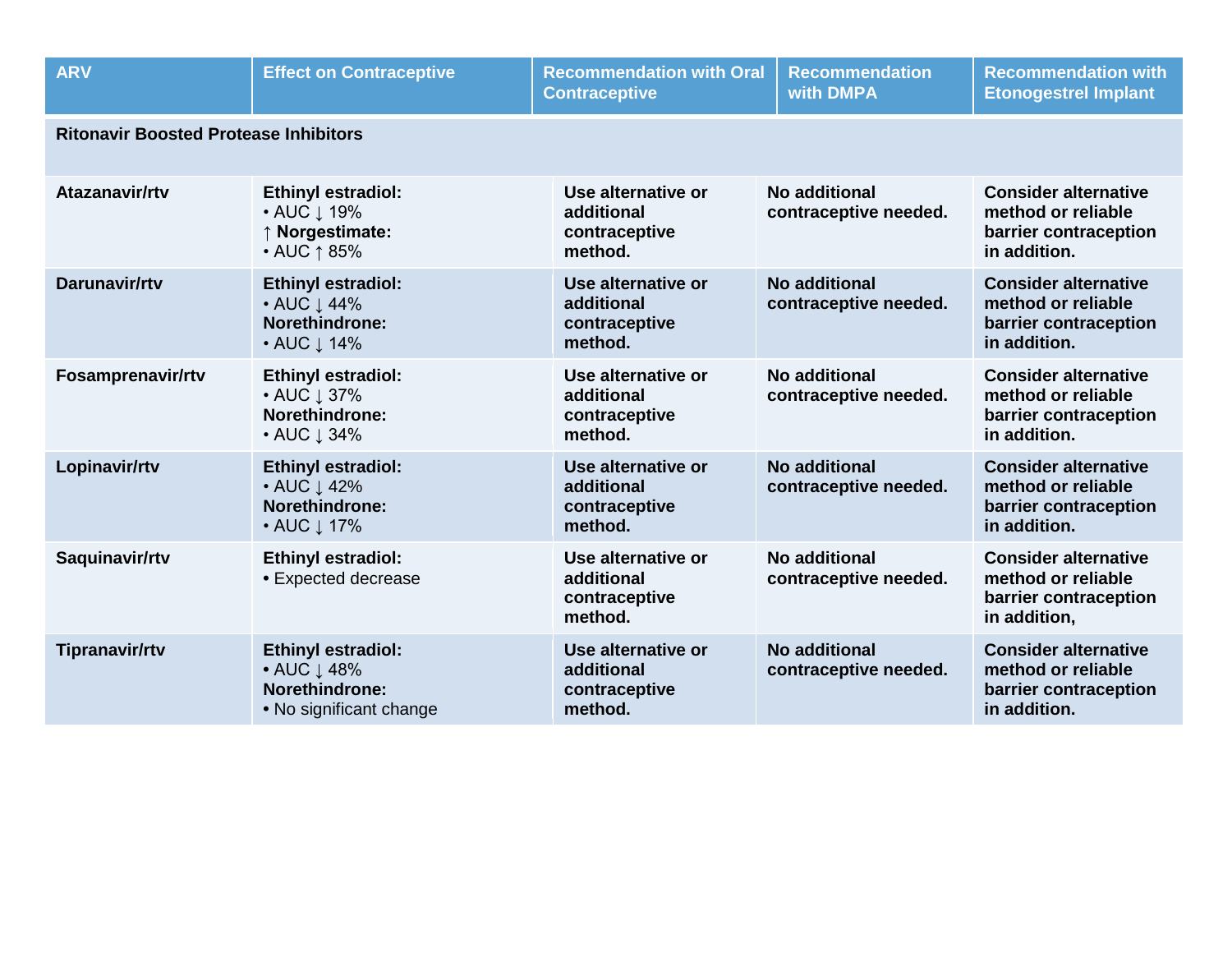| ARV | Effect on Contraceptive | Recommendation with Oral Contraceptive | Recommendation with DMPA | Recommendation with Etonogestrel Implant |
|---|---|---|---|---|
| **Ritonavir Boosted Protease Inhibitors** | | | | |
| **Atazanavir/rtv** | **Ethinyl estradiol:**<br>• AUC ↓ 19%<br>↑ **Norgestimate:**<br>• AUC ↑ 85% | **Use alternative or additional contraceptive method.** | **No additional contraceptive needed.** | **Consider alternative method or reliable barrier contraception in addition.** |
| **Darunavir/rtv** | **Ethinyl estradiol:**<br>• AUC ↓ 44%<br>**Norethindrone:**<br>• AUC ↓ 14% | **Use alternative or additional contraceptive method.** | **No additional contraceptive needed.** | **Consider alternative method or reliable barrier contraception in addition.** |
| **Fosamprenavir/rtv** | **Ethinyl estradiol:**<br>• AUC ↓ 37%<br>**Norethindrone:**<br>• AUC ↓ 34% | **Use alternative or additional contraceptive method.** | **No additional contraceptive needed.** | **Consider alternative method or reliable barrier contraception in addition.** |
| **Lopinavir/rtv** | **Ethinyl estradiol:**<br>• AUC ↓ 42%<br>**Norethindrone:**<br>• AUC ↓ 17% | **Use alternative or additional contraceptive method.** | **No additional contraceptive needed.** | **Consider alternative method or reliable barrier contraception in addition.** |
| **Saquinavir/rtv** | **Ethinyl estradiol:**<br>• Expected decrease | **Use alternative or additional contraceptive method.** | **No additional contraceptive needed.** | **Consider alternative method or reliable barrier contraception in addition,** |
| **Tipranavir/rtv** | **Ethinyl estradiol:**<br>• AUC ↓ 48%<br>**Norethindrone:**<br>• No significant change | **Use alternative or additional contraceptive method.** | **No additional contraceptive needed.** | **Consider alternative method or reliable barrier contraception in addition.** |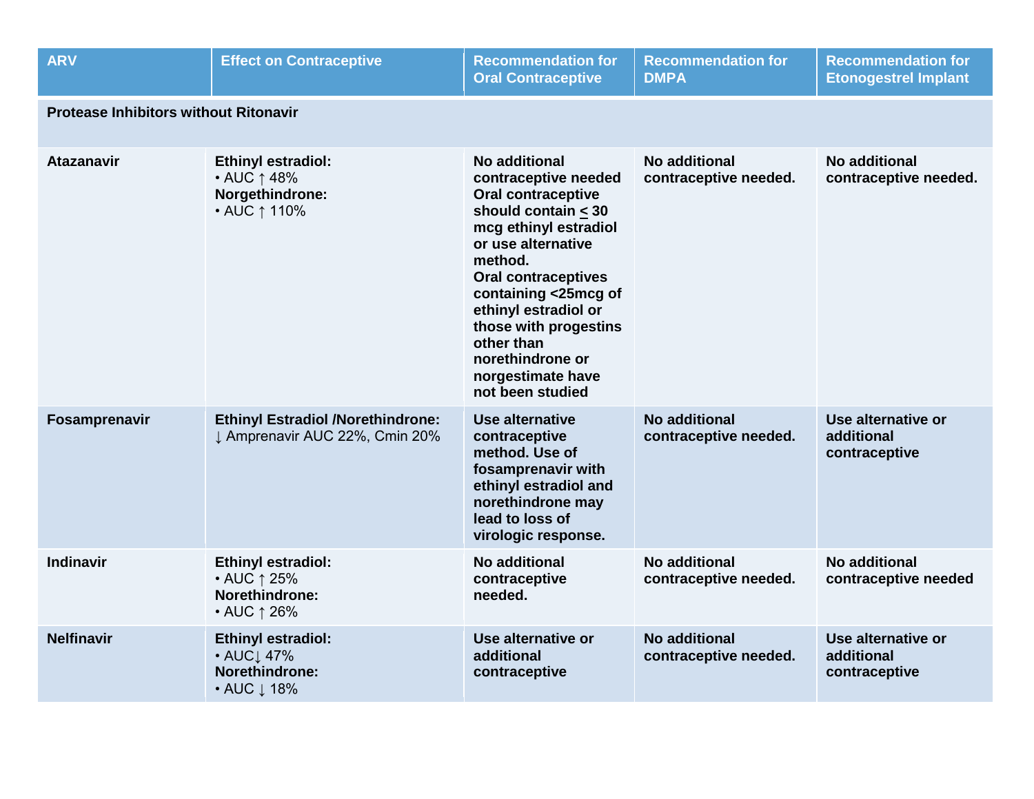| ARV | Effect on Contraceptive | Recommendation for Oral Contraceptive | Recommendation for DMPA | Recommendation for Etonogestrel Implant |
|---|---|---|---|---|
| **Protease Inhibitors without Ritonavir** | | | | |
| **Atazanavir** | **Ethinyl estradiol:** • AUC ↑ 48% **Norgethindrone:** • AUC ↑ 110% | **No additional contraceptive needed Oral contraceptive should contain ≤ 30 mcg ethinyl estradiol or use alternative method. Oral contraceptives containing <25mcg of ethinyl estradiol or those with progestins other than norethindrone or norgestimate have not been studied** | **No additional contraceptive needed.** | **No additional contraceptive needed.** |
| **Fosamprenavir** | **Ethinyl Estradiol /Norethindrone:** ↓ Amprenavir AUC 22%, Cmin 20% | **Use alternative contraceptive method. Use of fosamprenavir with ethinyl estradiol and norethindrone may lead to loss of virologic response.** | **No additional contraceptive needed.** | **Use alternative or additional contraceptive** |
| **Indinavir** | **Ethinyl estradiol:** • AUC ↑ 25% **Norethindrone:** • AUC ↑ 26% | **No additional contraceptive needed.** | **No additional contraceptive needed.** | **No additional contraceptive needed** |
| **Nelfinavir** | **Ethinyl estradiol:** • AUC↓ 47% **Norethindrone:** • AUC ↓ 18% | **Use alternative or additional contraceptive** | **No additional contraceptive needed.** | **Use alternative or additional contraceptive** |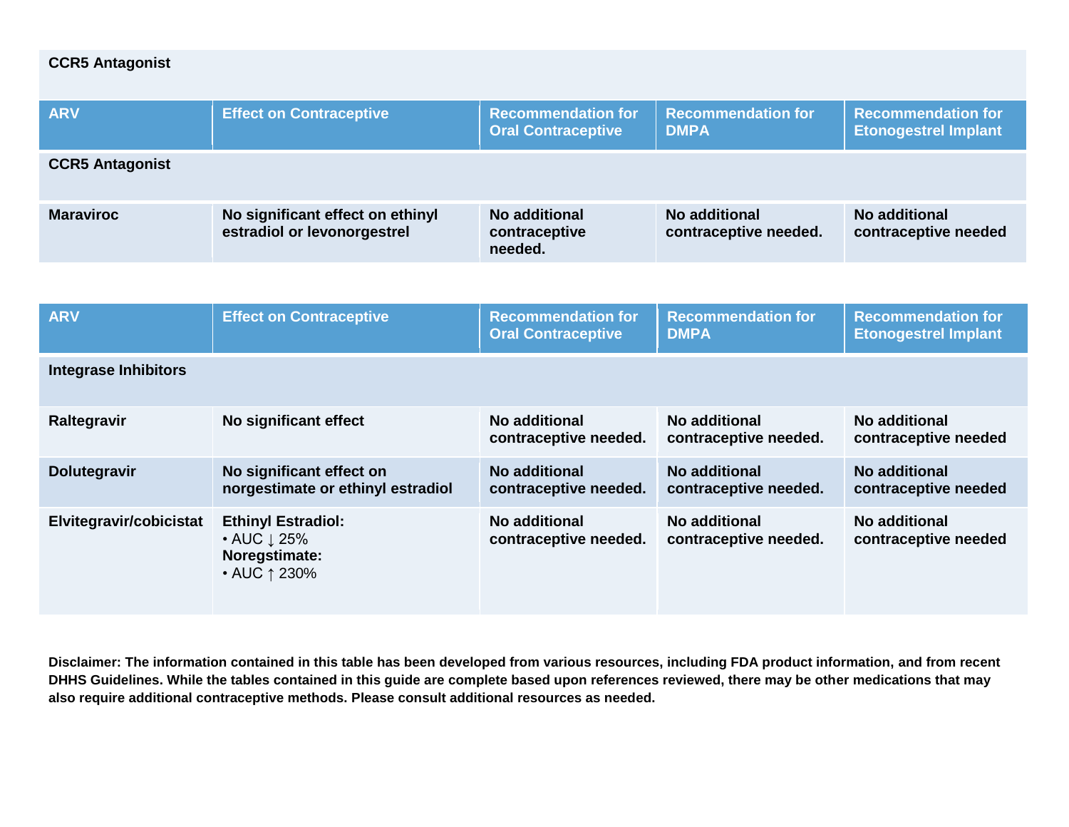**CCR5 Antagonist**

| ARV | Effect on Contraceptive | Recommendation for Oral Contraceptive | Recommendation for DMPA | Recommendation for Etonogestrel Implant |
|---|---|---|---|---|
| **CCR5 Antagonist** | | | | |
| **Maraviroc** | **No significant effect on ethinyl estradiol or levonorgestrel** | **No additional contraceptive needed.** | **No additional contraceptive needed.** | **No additional contraceptive needed** |

| ARV | Effect on Contraceptive | Recommendation for Oral Contraceptive | Recommendation for DMPA | Recommendation for Etonogestrel Implant |
|---|---|---|---|---|
| **Integrase Inhibitors** | | | | |
| **Raltegravir** | **No significant effect** | **No additional contraceptive needed.** | **No additional contraceptive needed.** | **No additional contraceptive needed** |
| **Dolutegravir** | **No significant effect on norgestimate or ethinyl estradiol** | **No additional contraceptive needed.** | **No additional contraceptive needed.** | **No additional contraceptive needed** |
| **Elvitegravir/cobicistat** | **Ethinyl Estradiol:** • AUC ↓ 25% **Noregstimate:** • AUC ↑ 230% | **No additional contraceptive needed.** | **No additional contraceptive needed.** | **No additional contraceptive needed** |

**Disclaimer: The information contained in this table has been developed from various resources, including FDA product information, and from recent DHHS Guidelines. While the tables contained in this guide are complete based upon references reviewed, there may be other medications that may also require additional contraceptive methods. Please consult additional resources as needed.**